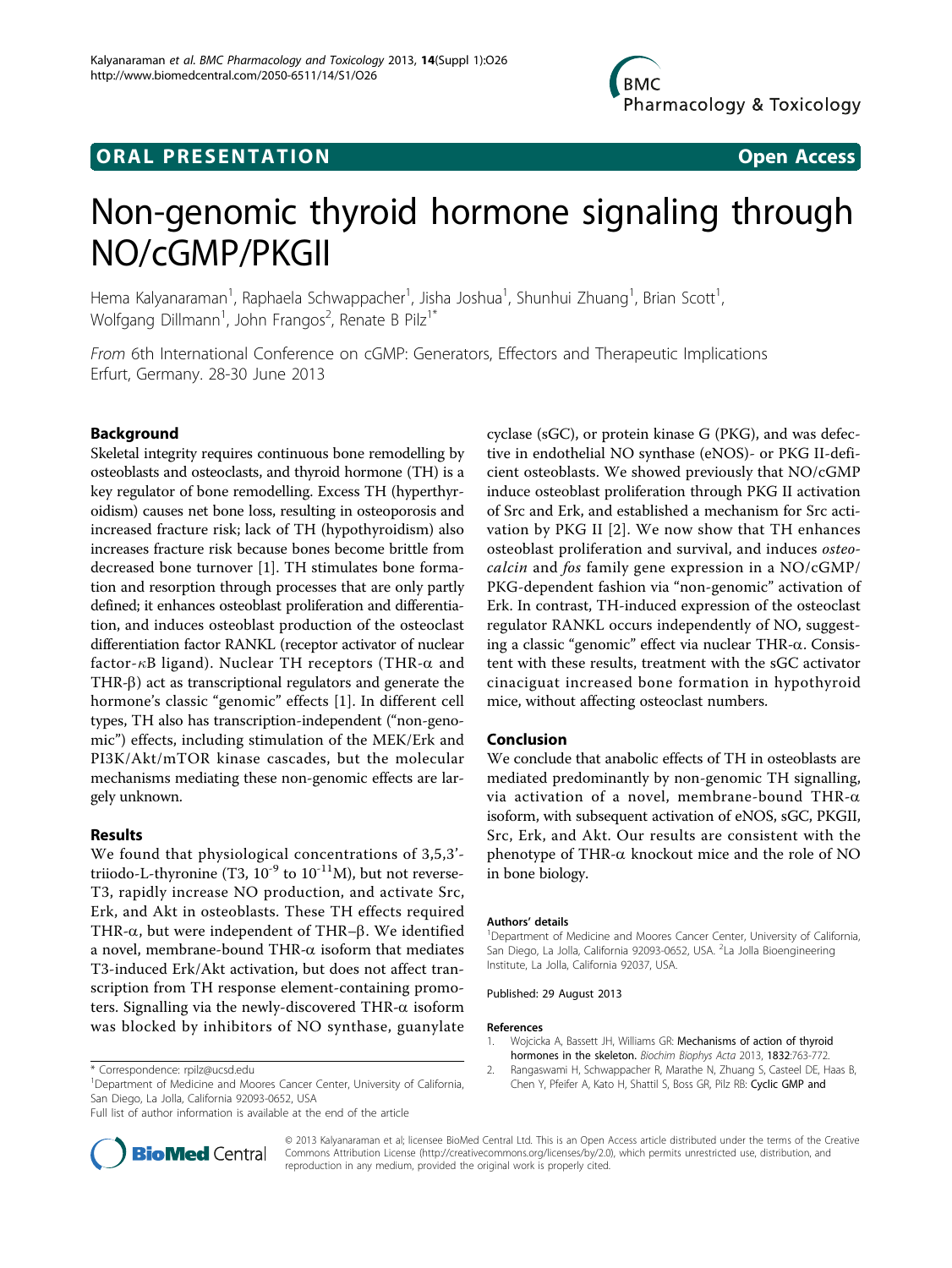**ORAL PRESENTATION** **Open Access**

# Non-genomic thyroid hormone signaling through NO/cGMP/PKGII

Hema Kalyanaraman[1], Raphaela Schwappacher[1], Jisha Joshua[1], Shunhui Zhuang[1], Brian Scott[1], Wolfgang Dillmann[1], John Frangos[2], Renate B Pilz[1*]

*From* 6th International Conference on cGMP: Generators, Effectors and Therapeutic Implications
Erfurt, Germany. 28-30 June 2013

## Background

Skeletal integrity requires continuous bone remodelling by osteoblasts and osteoclasts, and thyroid hormone (TH) is a key regulator of bone remodelling. Excess TH (hyperthyroidism) causes net bone loss, resulting in osteoporosis and increased fracture risk; lack of TH (hypothyroidism) also increases fracture risk because bones become brittle from decreased bone turnover [1]. TH stimulates bone formation and resorption through processes that are only partly defined; it enhances osteoblast proliferation and differentiation, and induces osteoblast production of the osteoclast differentiation factor RANKL (receptor activator of nuclear factor-κB ligand). Nuclear TH receptors (THR-α and THR-β) act as transcriptional regulators and generate the hormone's classic "genomic" effects [1]. In different cell types, TH also has transcription-independent ("non-genomic") effects, including stimulation of the MEK/Erk and PI3K/Akt/mTOR kinase cascades, but the molecular mechanisms mediating these non-genomic effects are largely unknown.

## Results

We found that physiological concentrations of 3,5,3'-triiodo-L-thyronine (T3, $10^{-9}$ to $10^{-11}$M), but not reverse-T3, rapidly increase NO production, and activate Src, Erk, and Akt in osteoblasts. These TH effects required THR-α, but were independent of THR–β. We identified a novel, membrane-bound THR-α isoform that mediates T3-induced Erk/Akt activation, but does not affect transcription from TH response element-containing promoters. Signalling via the newly-discovered THR-α isoform was blocked by inhibitors of NO synthase, guanylate cyclase (sGC), or protein kinase G (PKG), and was defective in endothelial NO synthase (eNOS)- or PKG II-deficient osteoblasts. We showed previously that NO/cGMP induce osteoblast proliferation through PKG II activation of Src and Erk, and established a mechanism for Src activation by PKG II [2]. We now show that TH enhances osteoblast proliferation and survival, and induces *osteocalcin* and *fos* family gene expression in a NO/cGMP/PKG-dependent fashion via "non-genomic" activation of Erk. In contrast, TH-induced expression of the osteoclast regulator RANKL occurs independently of NO, suggesting a classic "genomic" effect via nuclear THR-α. Consistent with these results, treatment with the sGC activator cinaciguat increased bone formation in hypothyroid mice, without affecting osteoclast numbers.

## Conclusion

We conclude that anabolic effects of TH in osteoblasts are mediated predominantly by non-genomic TH signalling, via activation of a novel, membrane-bound THR-α isoform, with subsequent activation of eNOS, sGC, PKGII, Src, Erk, and Akt. Our results are consistent with the phenotype of THR-α knockout mice and the role of NO in bone biology.

### Authors' details

[1]Department of Medicine and Moores Cancer Center, University of California, San Diego, La Jolla, California 92093-0652, USA. [2]La Jolla Bioengineering Institute, La Jolla, California 92037, USA.

Published: 29 August 2013

### References

1. Wojcicka A, Bassett JH, Williams GR: **Mechanisms of action of thyroid hormones in the skeleton.** *Biochim Biophys Acta* 2013, **1832**:763-772.
2. Rangaswami H, Schwappacher R, Marathe N, Zhuang S, Casteel DE, Haas B, Chen Y, Pfeifer A, Kato H, Shattil S, Boss GR, Pilz RB: **Cyclic GMP and**

\* Correspondence: rpilz@ucsd.edu
[1]Department of Medicine and Moores Cancer Center, University of California, San Diego, La Jolla, California 92093-0652, USA
Full list of author information is available at the end of the article

© 2013 Kalyanaraman et al; licensee BioMed Central Ltd. This is an Open Access article distributed under the terms of the Creative Commons Attribution License (http://creativecommons.org/licenses/by/2.0), which permits unrestricted use, distribution, and reproduction in any medium, provided the original work is properly cited.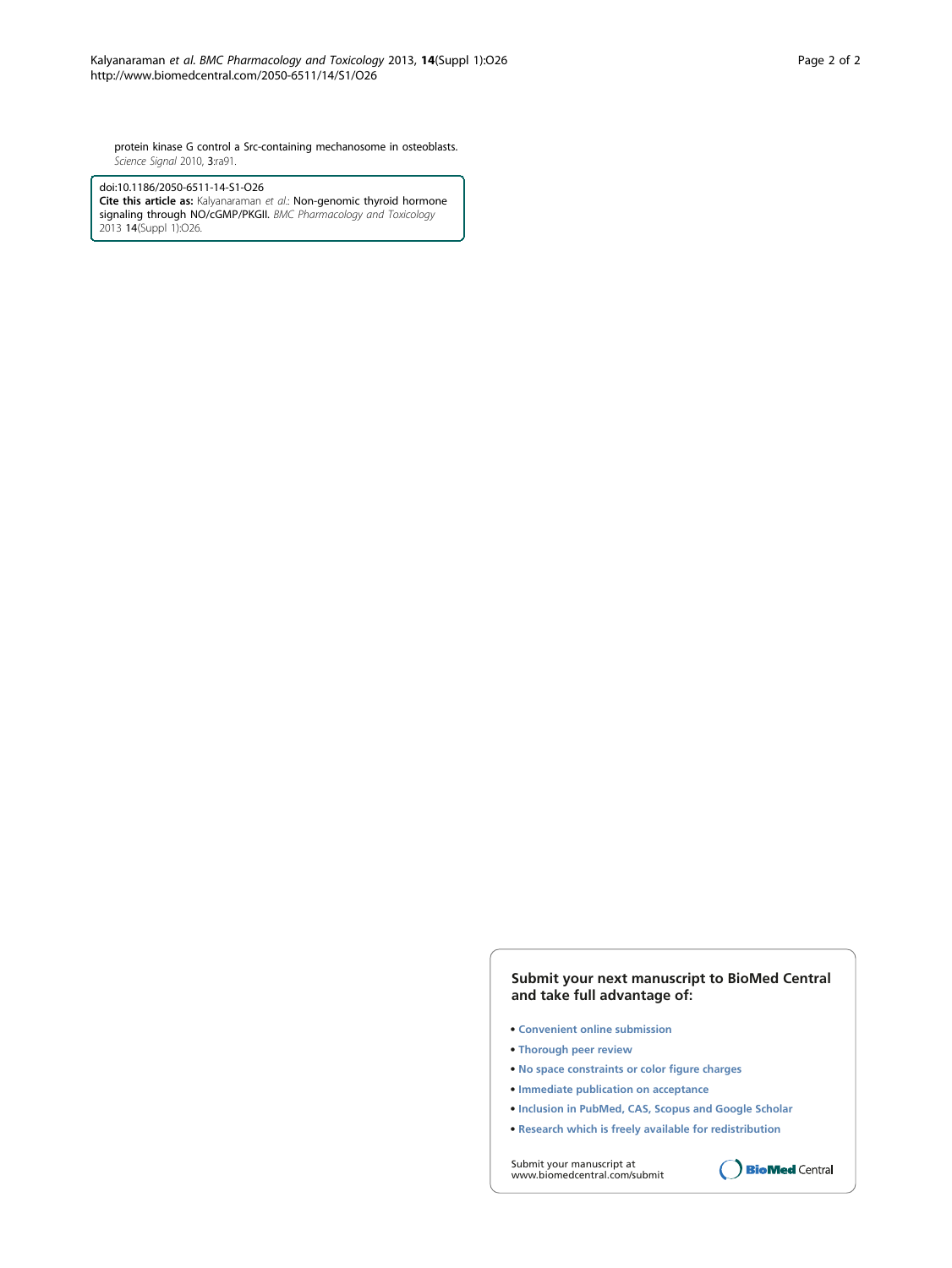protein kinase G control a Src-containing mechanosome in osteoblasts. *Science Signal* 2010, **3**:ra91.

doi:10.1186/2050-6511-14-S1-O26

**Cite this article as:** Kalyanaraman *et al.*: Non-genomic thyroid hormone signaling through NO/cGMP/PKGII. *BMC Pharmacology and Toxicology* 2013 **14**(Suppl 1):O26.

**Submit your next manuscript to BioMed Central and take full advantage of:**

- **Convenient online submission**
- **Thorough peer review**
- **No space constraints or color figure charges**
- **Immediate publication on acceptance**
- **Inclusion in PubMed, CAS, Scopus and Google Scholar**
- **Research which is freely available for redistribution**

Submit your manuscript at
www.biomedcentral.com/submit

BioMed Central